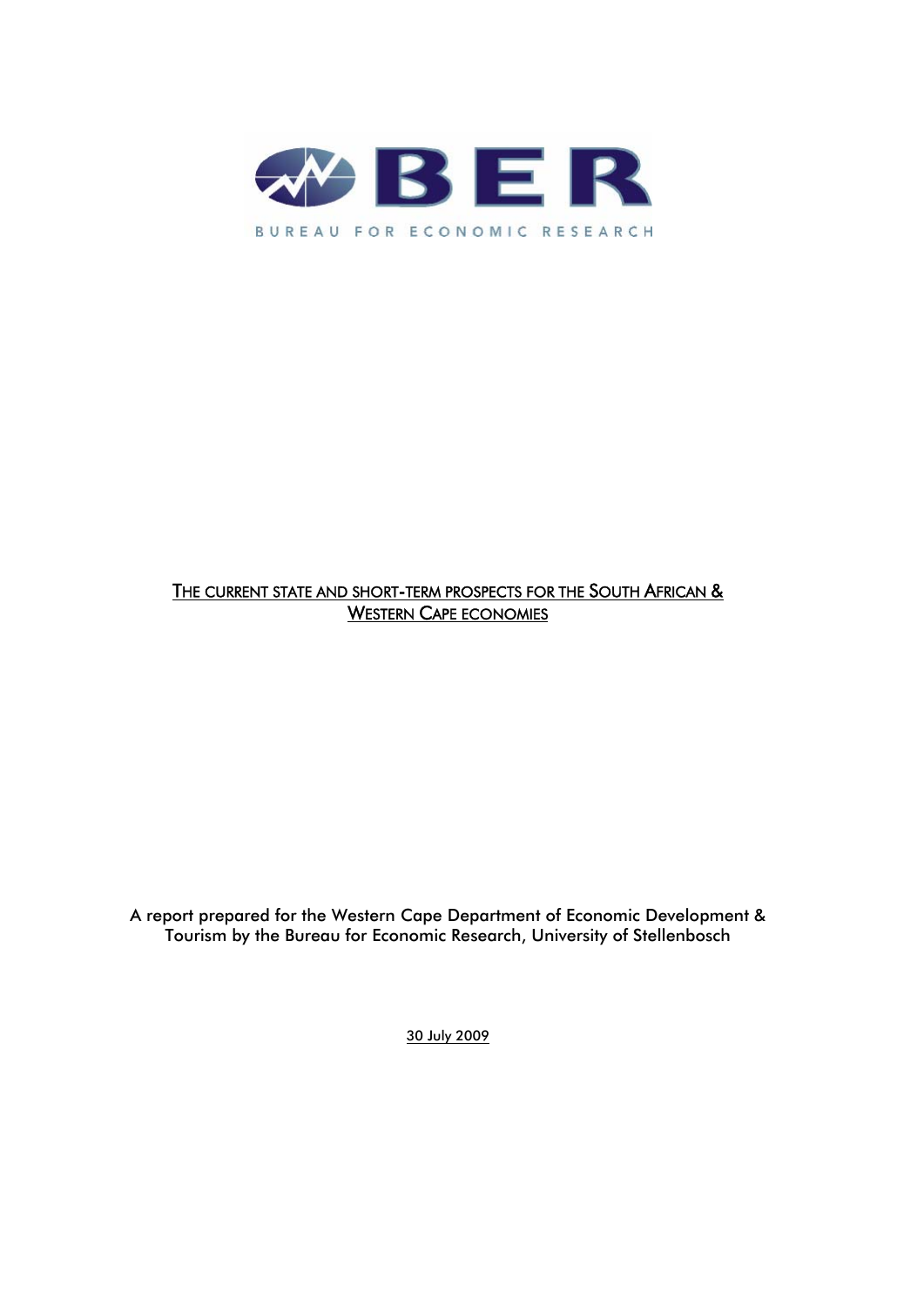BER

BUREAU FOR ECONOMIC RESEARCH

# THE CURRENT STATE AND SHORT-TERM PROSPECTS FOR THE SOUTH AFRICAN & WESTERN CAPE ECONOMIES

A report prepared for the Western Cape Department of Economic Development & Tourism by the Bureau for Economic Research, University of Stellenbosch

30 July 2009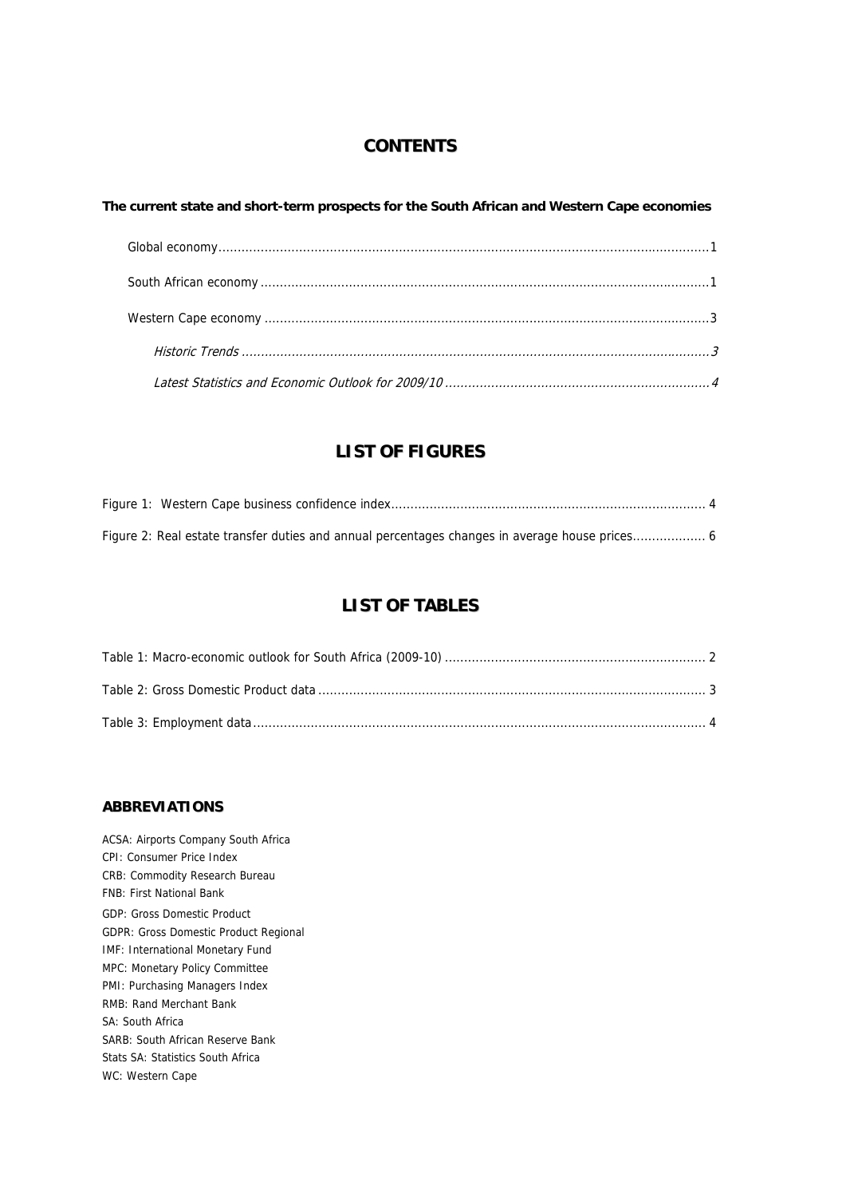# CONTENTS

**The current state and short-term prospects for the South African and Western Cape economies**

- Global economy ............................................................ 1
- South African economy ............................................................ 1
- Western Cape economy ............................................................ 3
  - *Historic Trends ............................................................ 3*
  - *Latest Statistics and Economic Outlook for 2009/10 ............................................................ 4*

# LIST OF FIGURES

Figure 1: Western Cape business confidence index ............................................................ 4

Figure 2: Real estate transfer duties and annual percentages changes in average house prices ............................................................ 6

# LIST OF TABLES

Table 1: Macro-economic outlook for South Africa (2009-10) ............................................................ 2

Table 2: Gross Domestic Product data ............................................................ 3

Table 3: Employment data ............................................................ 4

## ABBREVIATIONS

ACSA: Airports Company South Africa
CPI: Consumer Price Index
CRB: Commodity Research Bureau
FNB: First National Bank
GDP: Gross Domestic Product
GDPR: Gross Domestic Product Regional
IMF: International Monetary Fund
MPC: Monetary Policy Committee
PMI: Purchasing Managers Index
RMB: Rand Merchant Bank
SA: South Africa
SARB: South African Reserve Bank
Stats SA: Statistics South Africa
WC: Western Cape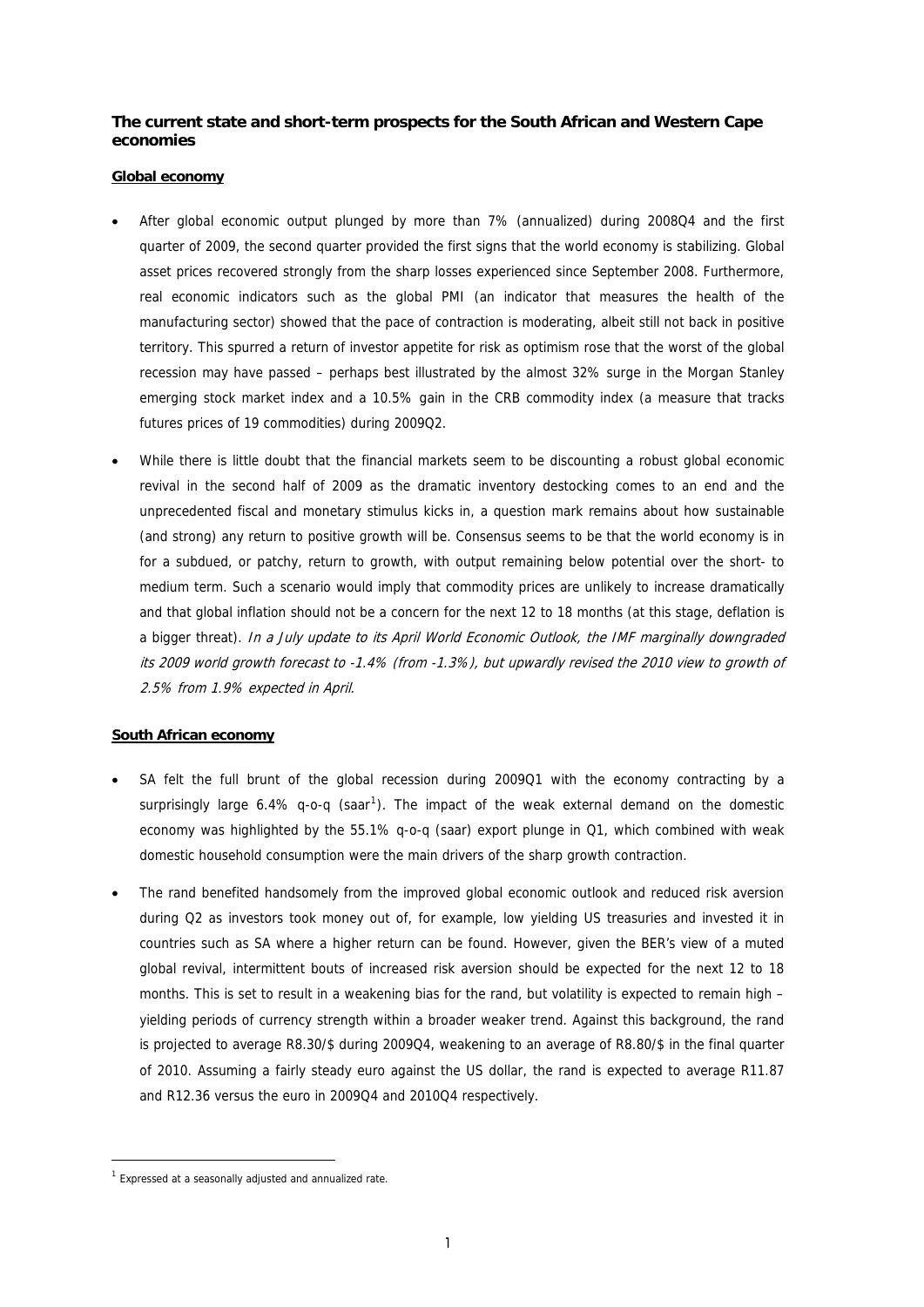### The current state and short-term prospects for the South African and Western Cape economies

#### Global economy

- After global economic output plunged by more than 7% (annualized) during 2008Q4 and the first quarter of 2009, the second quarter provided the first signs that the world economy is stabilizing. Global asset prices recovered strongly from the sharp losses experienced since September 2008. Furthermore, real economic indicators such as the global PMI (an indicator that measures the health of the manufacturing sector) showed that the pace of contraction is moderating, albeit still not back in positive territory. This spurred a return of investor appetite for risk as optimism rose that the worst of the global recession may have passed – perhaps best illustrated by the almost 32% surge in the Morgan Stanley emerging stock market index and a 10.5% gain in the CRB commodity index (a measure that tracks futures prices of 19 commodities) during 2009Q2.

- While there is little doubt that the financial markets seem to be discounting a robust global economic revival in the second half of 2009 as the dramatic inventory destocking comes to an end and the unprecedented fiscal and monetary stimulus kicks in, a question mark remains about how sustainable (and strong) any return to positive growth will be. Consensus seems to be that the world economy is in for a subdued, or patchy, return to growth, with output remaining below potential over the short- to medium term. Such a scenario would imply that commodity prices are unlikely to increase dramatically and that global inflation should not be a concern for the next 12 to 18 months (at this stage, deflation is a bigger threat). *In a July update to its April World Economic Outlook, the IMF marginally downgraded its 2009 world growth forecast to -1.4% (from -1.3%), but upwardly revised the 2010 view to growth of 2.5% from 1.9% expected in April.*

#### South African economy

- SA felt the full brunt of the global recession during 2009Q1 with the economy contracting by a surprisingly large 6.4% q-o-q (saar[1]). The impact of the weak external demand on the domestic economy was highlighted by the 55.1% q-o-q (saar) export plunge in Q1, which combined with weak domestic household consumption were the main drivers of the sharp growth contraction.

- The rand benefited handsomely from the improved global economic outlook and reduced risk aversion during Q2 as investors took money out of, for example, low yielding US treasuries and invested it in countries such as SA where a higher return can be found. However, given the BER's view of a muted global revival, intermittent bouts of increased risk aversion should be expected for the next 12 to 18 months. This is set to result in a weakening bias for the rand, but volatility is expected to remain high – yielding periods of currency strength within a broader weaker trend. Against this background, the rand is projected to average R8.30/$ during 2009Q4, weakening to an average of R8.80/$ in the final quarter of 2010. Assuming a fairly steady euro against the US dollar, the rand is expected to average R11.87 and R12.36 versus the euro in 2009Q4 and 2010Q4 respectively.

[1] Expressed at a seasonally adjusted and annualized rate.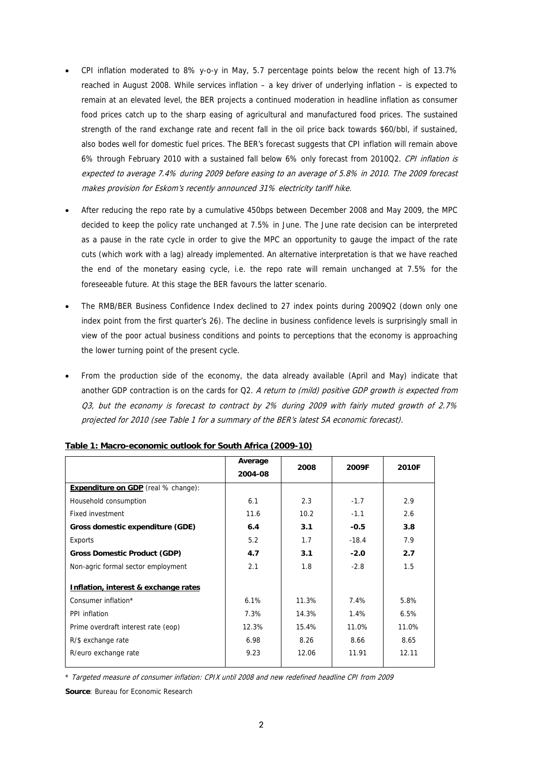- CPI inflation moderated to 8% y-o-y in May, 5.7 percentage points below the recent high of 13.7% reached in August 2008. While services inflation – a key driver of underlying inflation – is expected to remain at an elevated level, the BER projects a continued moderation in headline inflation as consumer food prices catch up to the sharp easing of agricultural and manufactured food prices. The sustained strength of the rand exchange rate and recent fall in the oil price back towards $60/bbl, if sustained, also bodes well for domestic fuel prices. The BER's forecast suggests that CPI inflation will remain above 6% through February 2010 with a sustained fall below 6% only forecast from 2010Q2. *CPI inflation is expected to average 7.4% during 2009 before easing to an average of 5.8% in 2010. The 2009 forecast makes provision for Eskom's recently announced 31% electricity tariff hike.*

- After reducing the repo rate by a cumulative 450bps between December 2008 and May 2009, the MPC decided to keep the policy rate unchanged at 7.5% in June. The June rate decision can be interpreted as a pause in the rate cycle in order to give the MPC an opportunity to gauge the impact of the rate cuts (which work with a lag) already implemented. An alternative interpretation is that we have reached the end of the monetary easing cycle, i.e. the repo rate will remain unchanged at 7.5% for the foreseeable future. At this stage the BER favours the latter scenario.

- The RMB/BER Business Confidence Index declined to 27 index points during 2009Q2 (down only one index point from the first quarter's 26). The decline in business confidence levels is surprisingly small in view of the poor actual business conditions and points to perceptions that the economy is approaching the lower turning point of the present cycle.

- From the production side of the economy, the data already available (April and May) indicate that another GDP contraction is on the cards for Q2. *A return to (mild) positive GDP growth is expected from Q3, but the economy is forecast to contract by 2% during 2009 with fairly muted growth of 2.7% projected for 2010 (see Table 1 for a summary of the BER's latest SA economic forecast).*

**Table 1: Macro-economic outlook for South Africa (2009-10)**

| | Average 2004-08 | 2008 | 2009F | 2010F |
|---|---|---|---|---|
| **Expenditure on GDP** (real % change): | | | | |
| Household consumption | 6.1 | 2.3 | -1.7 | 2.9 |
| Fixed investment | 11.6 | 10.2 | -1.1 | 2.6 |
| **Gross domestic expenditure (GDE)** | **6.4** | **3.1** | **-0.5** | **3.8** |
| Exports | 5.2 | 1.7 | -18.4 | 7.9 |
| **Gross Domestic Product (GDP)** | **4.7** | **3.1** | **-2.0** | **2.7** |
| Non-agric formal sector employment | 2.1 | 1.8 | -2.8 | 1.5 |
| **Inflation, interest & exchange rates** | | | | |
| Consumer inflation* | 6.1% | 11.3% | 7.4% | 5.8% |
| PPI inflation | 7.3% | 14.3% | 1.4% | 6.5% |
| Prime overdraft interest rate (eop) | 12.3% | 15.4% | 11.0% | 11.0% |
| R/$ exchange rate | 6.98 | 8.26 | 8.66 | 8.65 |
| R/euro exchange rate | 9.23 | 12.06 | 11.91 | 12.11 |

\* *Targeted measure of consumer inflation: CPIX until 2008 and new redefined headline CPI from 2009*

**Source**: Bureau for Economic Research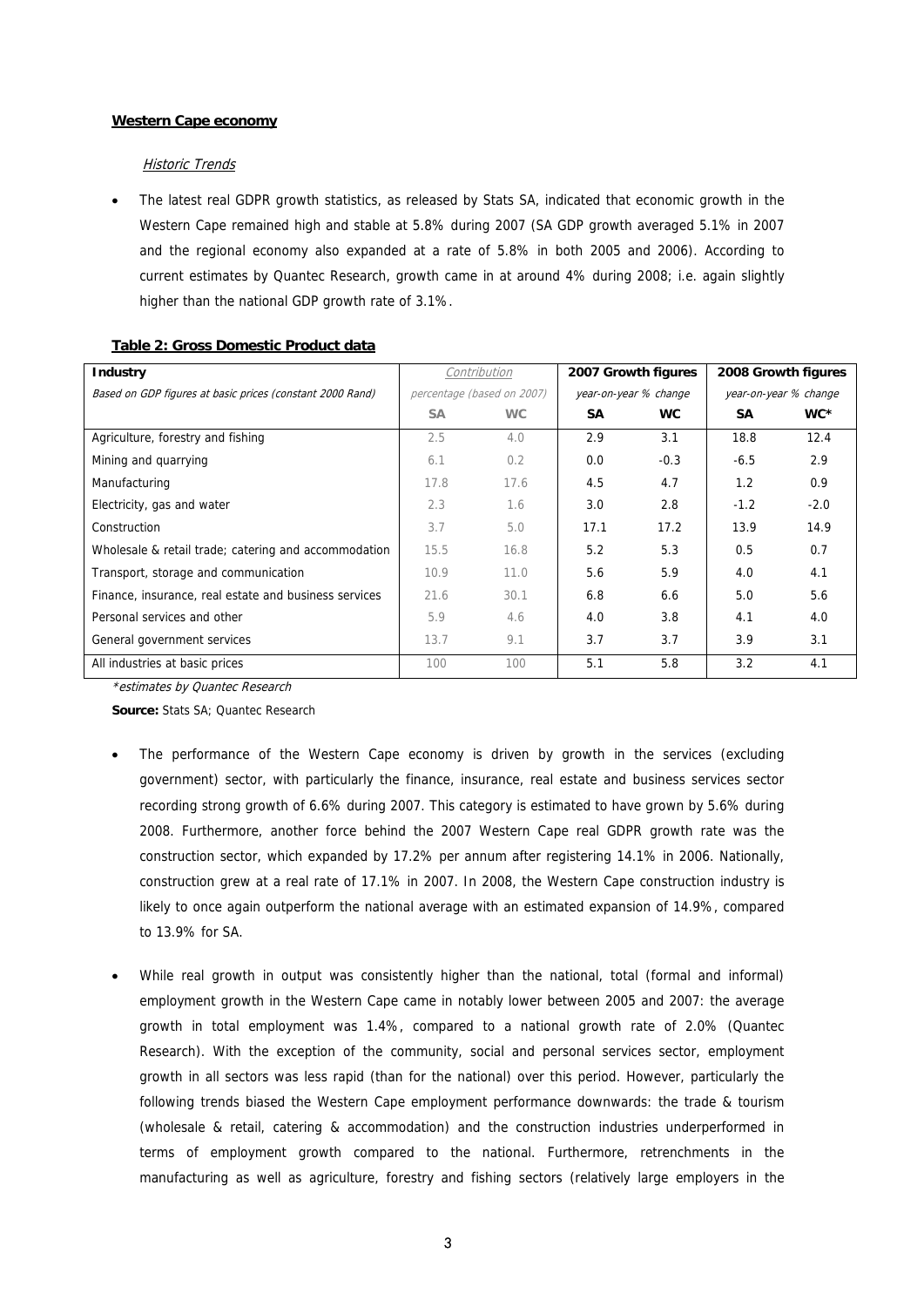**Western Cape economy**

*Historic Trends*

- The latest real GDPR growth statistics, as released by Stats SA, indicated that economic growth in the Western Cape remained high and stable at 5.8% during 2007 (SA GDP growth averaged 5.1% in 2007 and the regional economy also expanded at a rate of 5.8% in both 2005 and 2006). According to current estimates by Quantec Research, growth came in at around 4% during 2008; i.e. again slightly higher than the national GDP growth rate of 3.1%.

**Table 2: Gross Domestic Product data**

| Industry | Contribution | | 2007 Growth figures | | 2008 Growth figures | |
|---|---|---|---|---|---|---|
| *Based on GDP figures at basic prices (constant 2000 Rand)* | *percentage (based on 2007)* | | *year-on-year % change* | | *year-on-year % change* | |
| | SA | WC | SA | WC | SA | WC* |
| Agriculture, forestry and fishing | 2.5 | 4.0 | 2.9 | 3.1 | 18.8 | 12.4 |
| Mining and quarrying | 6.1 | 0.2 | 0.0 | -0.3 | -6.5 | 2.9 |
| Manufacturing | 17.8 | 17.6 | 4.5 | 4.7 | 1.2 | 0.9 |
| Electricity, gas and water | 2.3 | 1.6 | 3.0 | 2.8 | -1.2 | -2.0 |
| Construction | 3.7 | 5.0 | 17.1 | 17.2 | 13.9 | 14.9 |
| Wholesale & retail trade; catering and accommodation | 15.5 | 16.8 | 5.2 | 5.3 | 0.5 | 0.7 |
| Transport, storage and communication | 10.9 | 11.0 | 5.6 | 5.9 | 4.0 | 4.1 |
| Finance, insurance, real estate and business services | 21.6 | 30.1 | 6.8 | 6.6 | 5.0 | 5.6 |
| Personal services and other | 5.9 | 4.6 | 4.0 | 3.8 | 4.1 | 4.0 |
| General government services | 13.7 | 9.1 | 3.7 | 3.7 | 3.9 | 3.1 |
| All industries at basic prices | 100 | 100 | 5.1 | 5.8 | 3.2 | 4.1 |

*\*estimates by Quantec Research*

**Source:** Stats SA; Quantec Research

- The performance of the Western Cape economy is driven by growth in the services (excluding government) sector, with particularly the finance, insurance, real estate and business services sector recording strong growth of 6.6% during 2007. This category is estimated to have grown by 5.6% during 2008. Furthermore, another force behind the 2007 Western Cape real GDPR growth rate was the construction sector, which expanded by 17.2% per annum after registering 14.1% in 2006. Nationally, construction grew at a real rate of 17.1% in 2007. In 2008, the Western Cape construction industry is likely to once again outperform the national average with an estimated expansion of 14.9%, compared to 13.9% for SA.

- While real growth in output was consistently higher than the national, total (formal and informal) employment growth in the Western Cape came in notably lower between 2005 and 2007: the average growth in total employment was 1.4%, compared to a national growth rate of 2.0% (Quantec Research). With the exception of the community, social and personal services sector, employment growth in all sectors was less rapid (than for the national) over this period. However, particularly the following trends biased the Western Cape employment performance downwards: the trade & tourism (wholesale & retail, catering & accommodation) and the construction industries underperformed in terms of employment growth compared to the national. Furthermore, retrenchments in the manufacturing as well as agriculture, forestry and fishing sectors (relatively large employers in the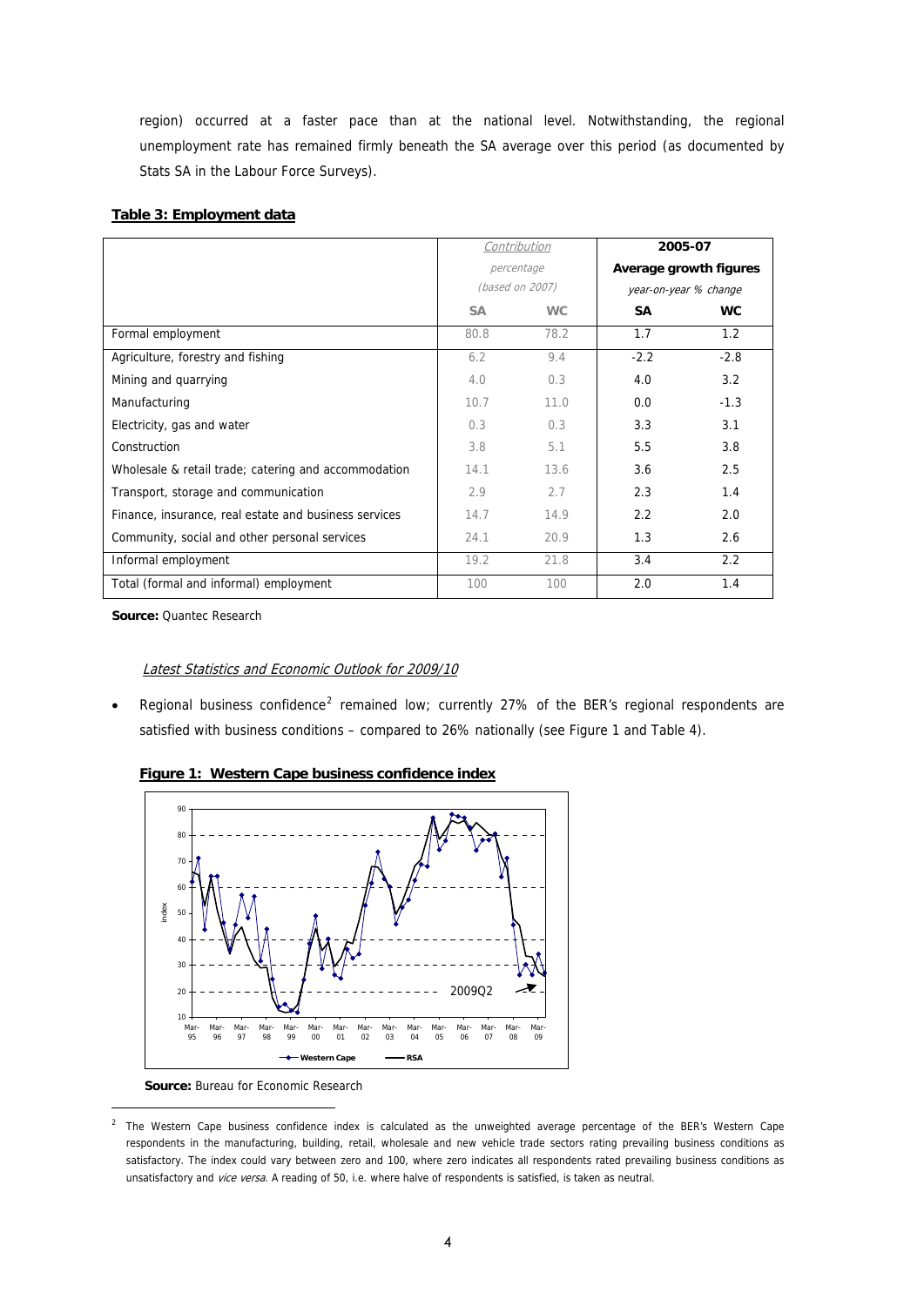region) occurred at a faster pace than at the national level. Notwithstanding, the regional unemployment rate has remained firmly beneath the SA average over this period (as documented by Stats SA in the Labour Force Surveys).

**Table 3: Employment data**

| | *Contribution percentage (based on 2007)* | | **2005-07 Average growth figures** *year-on-year % change* | |
|---|---|---|---|---|
| | **SA** | **WC** | **SA** | **WC** |
| Formal employment | 80.8 | 78.2 | 1.7 | 1.2 |
| Agriculture, forestry and fishing | 6.2 | 9.4 | -2.2 | -2.8 |
| Mining and quarrying | 4.0 | 0.3 | 4.0 | 3.2 |
| Manufacturing | 10.7 | 11.0 | 0.0 | -1.3 |
| Electricity, gas and water | 0.3 | 0.3 | 3.3 | 3.1 |
| Construction | 3.8 | 5.1 | 5.5 | 3.8 |
| Wholesale & retail trade; catering and accommodation | 14.1 | 13.6 | 3.6 | 2.5 |
| Transport, storage and communication | 2.9 | 2.7 | 2.3 | 1.4 |
| Finance, insurance, real estate and business services | 14.7 | 14.9 | 2.2 | 2.0 |
| Community, social and other personal services | 24.1 | 20.9 | 1.3 | 2.6 |
| Informal employment | 19.2 | 21.8 | 3.4 | 2.2 |
| Total (formal and informal) employment | 100 | 100 | 2.0 | 1.4 |

**Source:** Quantec Research

*Latest Statistics and Economic Outlook for 2009/10*

- Regional business confidence[2] remained low; currently 27% of the BER's regional respondents are satisfied with business conditions – compared to 26% nationally (see Figure 1 and Table 4).

**Figure 1: Western Cape business confidence index**

**Source:** Bureau for Economic Research

[2] The Western Cape business confidence index is calculated as the unweighted average percentage of the BER's Western Cape respondents in the manufacturing, building, retail, wholesale and new vehicle trade sectors rating prevailing business conditions as satisfactory. The index could vary between zero and 100, where zero indicates all respondents rated prevailing business conditions as unsatisfactory and *vice versa*. A reading of 50, i.e. where halve of respondents is satisfied, is taken as neutral.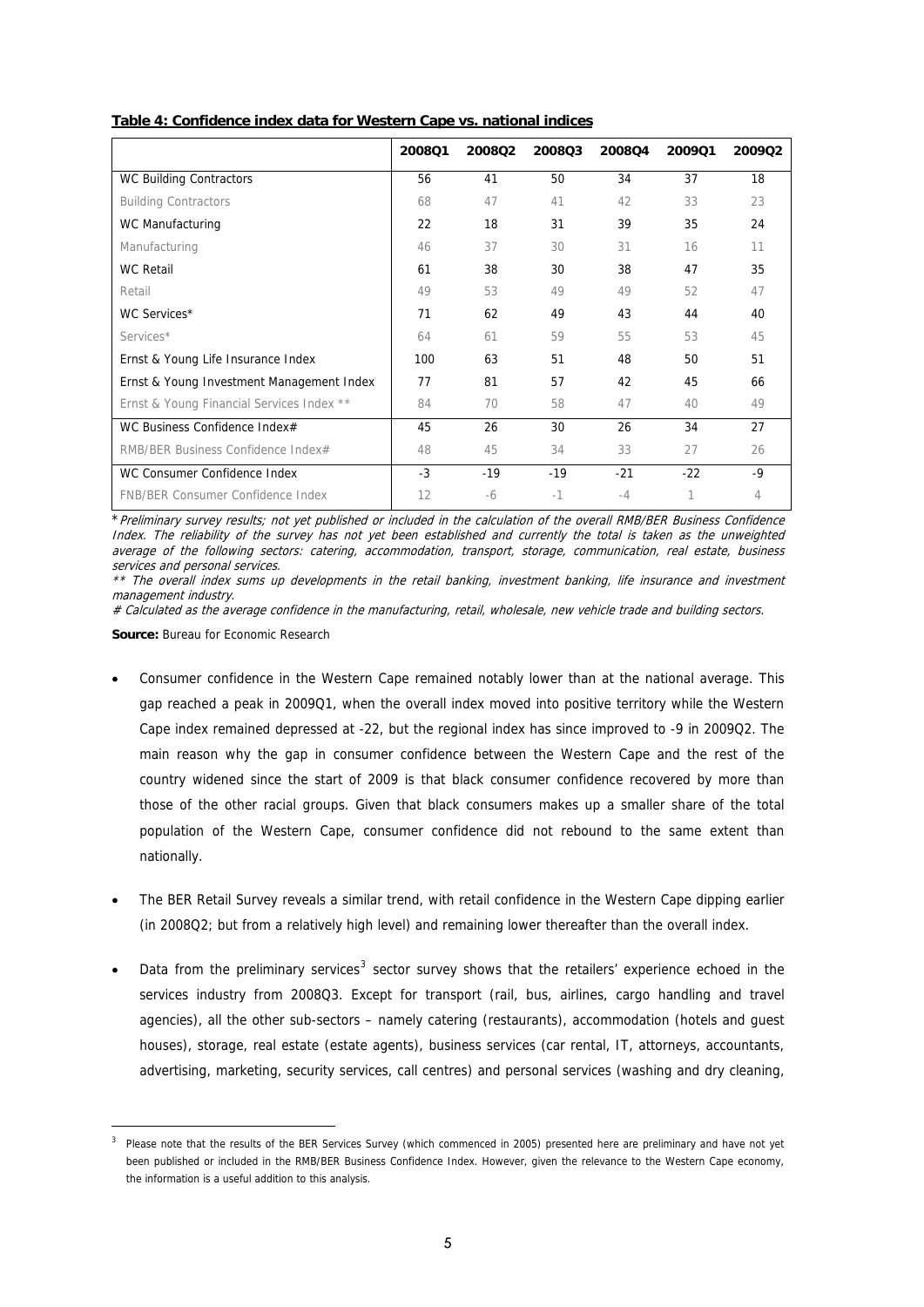**Table 4: Confidence index data for Western Cape vs. national indices**

| | 2008Q1 | 2008Q2 | 2008Q3 | 2008Q4 | 2009Q1 | 2009Q2 |
|---|---|---|---|---|---|---|
| WC Building Contractors | 56 | 41 | 50 | 34 | 37 | 18 |
| Building Contractors | 68 | 47 | 41 | 42 | 33 | 23 |
| WC Manufacturing | 22 | 18 | 31 | 39 | 35 | 24 |
| Manufacturing | 46 | 37 | 30 | 31 | 16 | 11 |
| WC Retail | 61 | 38 | 30 | 38 | 47 | 35 |
| Retail | 49 | 53 | 49 | 49 | 52 | 47 |
| WC Services* | 71 | 62 | 49 | 43 | 44 | 40 |
| Services* | 64 | 61 | 59 | 55 | 53 | 45 |
| Ernst & Young Life Insurance Index | 100 | 63 | 51 | 48 | 50 | 51 |
| Ernst & Young Investment Management Index | 77 | 81 | 57 | 42 | 45 | 66 |
| Ernst & Young Financial Services Index ** | 84 | 70 | 58 | 47 | 40 | 49 |
| WC Business Confidence Index# | 45 | 26 | 30 | 26 | 34 | 27 |
| RMB/BER Business Confidence Index# | 48 | 45 | 34 | 33 | 27 | 26 |
| WC Consumer Confidence Index | -3 | -19 | -19 | -21 | -22 | -9 |
| FNB/BER Consumer Confidence Index | 12 | -6 | -1 | -4 | 1 | 4 |

\* *Preliminary survey results; not yet published or included in the calculation of the overall RMB/BER Business Confidence Index. The reliability of the survey has not yet been established and currently the total is taken as the unweighted average of the following sectors: catering, accommodation, transport, storage, communication, real estate, business services and personal services.*

** *The overall index sums up developments in the retail banking, investment banking, life insurance and investment management industry.*

# *Calculated as the average confidence in the manufacturing, retail, wholesale, new vehicle trade and building sectors.*

**Source:** Bureau for Economic Research

- Consumer confidence in the Western Cape remained notably lower than at the national average. This gap reached a peak in 2009Q1, when the overall index moved into positive territory while the Western Cape index remained depressed at -22, but the regional index has since improved to -9 in 2009Q2. The main reason why the gap in consumer confidence between the Western Cape and the rest of the country widened since the start of 2009 is that black consumer confidence recovered by more than those of the other racial groups. Given that black consumers makes up a smaller share of the total population of the Western Cape, consumer confidence did not rebound to the same extent than nationally.

- The BER Retail Survey reveals a similar trend, with retail confidence in the Western Cape dipping earlier (in 2008Q2; but from a relatively high level) and remaining lower thereafter than the overall index.

- Data from the preliminary services[3] sector survey shows that the retailers' experience echoed in the services industry from 2008Q3. Except for transport (rail, bus, airlines, cargo handling and travel agencies), all the other sub-sectors – namely catering (restaurants), accommodation (hotels and guest houses), storage, real estate (estate agents), business services (car rental, IT, attorneys, accountants, advertising, marketing, security services, call centres) and personal services (washing and dry cleaning,

[3] Please note that the results of the BER Services Survey (which commenced in 2005) presented here are preliminary and have not yet been published or included in the RMB/BER Business Confidence Index. However, given the relevance to the Western Cape economy, the information is a useful addition to this analysis.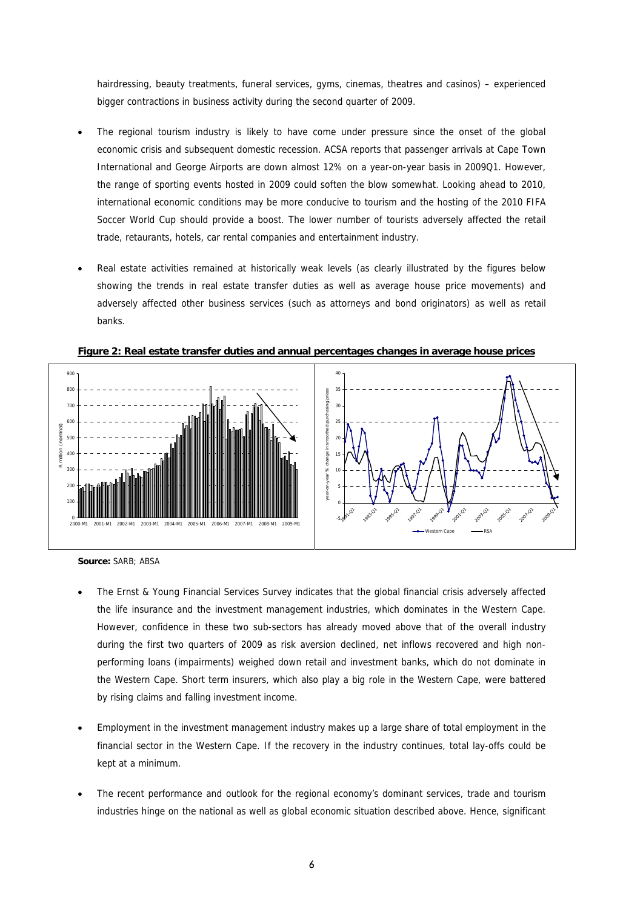hairdressing, beauty treatments, funeral services, gyms, cinemas, theatres and casinos) – experienced bigger contractions in business activity during the second quarter of 2009.

- The regional tourism industry is likely to have come under pressure since the onset of the global economic crisis and subsequent domestic recession. ACSA reports that passenger arrivals at Cape Town International and George Airports are down almost 12% on a year-on-year basis in 2009Q1. However, the range of sporting events hosted in 2009 could soften the blow somewhat. Looking ahead to 2010, international economic conditions may be more conducive to tourism and the hosting of the 2010 FIFA Soccer World Cup should provide a boost. The lower number of tourists adversely affected the retail trade, retaurants, hotels, car rental companies and entertainment industry.

- Real estate activities remained at historically weak levels (as clearly illustrated by the figures below showing the trends in real estate transfer duties as well as average house price movements) and adversely affected other business services (such as attorneys and bond originators) as well as retail banks.

**Figure 2: Real estate transfer duties and annual percentages changes in average house prices**

**Source:** SARB; ABSA

- The Ernst & Young Financial Services Survey indicates that the global financial crisis adversely affected the life insurance and the investment management industries, which dominates in the Western Cape. However, confidence in these two sub-sectors has already moved above that of the overall industry during the first two quarters of 2009 as risk aversion declined, net inflows recovered and high non-performing loans (impairments) weighed down retail and investment banks, which do not dominate in the Western Cape. Short term insurers, which also play a big role in the Western Cape, were battered by rising claims and falling investment income.

- Employment in the investment management industry makes up a large share of total employment in the financial sector in the Western Cape. If the recovery in the industry continues, total lay-offs could be kept at a minimum.

- The recent performance and outlook for the regional economy's dominant services, trade and tourism industries hinge on the national as well as global economic situation described above. Hence, significant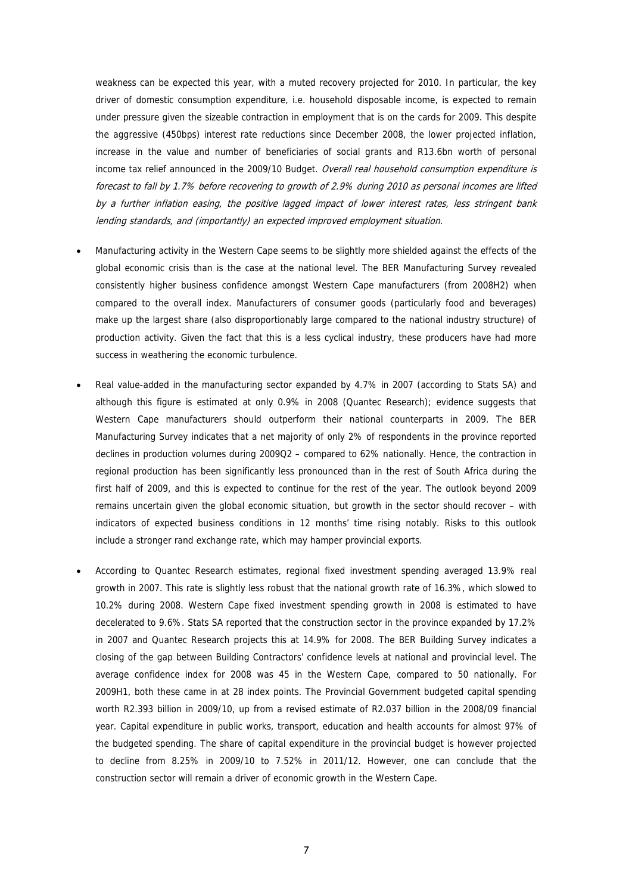weakness can be expected this year, with a muted recovery projected for 2010. In particular, the key driver of domestic consumption expenditure, i.e. household disposable income, is expected to remain under pressure given the sizeable contraction in employment that is on the cards for 2009. This despite the aggressive (450bps) interest rate reductions since December 2008, the lower projected inflation, increase in the value and number of beneficiaries of social grants and R13.6bn worth of personal income tax relief announced in the 2009/10 Budget. *Overall real household consumption expenditure is forecast to fall by 1.7% before recovering to growth of 2.9% during 2010 as personal incomes are lifted by a further inflation easing, the positive lagged impact of lower interest rates, less stringent bank lending standards, and (importantly) an expected improved employment situation.*

- Manufacturing activity in the Western Cape seems to be slightly more shielded against the effects of the global economic crisis than is the case at the national level. The BER Manufacturing Survey revealed consistently higher business confidence amongst Western Cape manufacturers (from 2008H2) when compared to the overall index. Manufacturers of consumer goods (particularly food and beverages) make up the largest share (also disproportionably large compared to the national industry structure) of production activity. Given the fact that this is a less cyclical industry, these producers have had more success in weathering the economic turbulence.

- Real value-added in the manufacturing sector expanded by 4.7% in 2007 (according to Stats SA) and although this figure is estimated at only 0.9% in 2008 (Quantec Research); evidence suggests that Western Cape manufacturers should outperform their national counterparts in 2009. The BER Manufacturing Survey indicates that a net majority of only 2% of respondents in the province reported declines in production volumes during 2009Q2 – compared to 62% nationally. Hence, the contraction in regional production has been significantly less pronounced than in the rest of South Africa during the first half of 2009, and this is expected to continue for the rest of the year. The outlook beyond 2009 remains uncertain given the global economic situation, but growth in the sector should recover – with indicators of expected business conditions in 12 months' time rising notably. Risks to this outlook include a stronger rand exchange rate, which may hamper provincial exports.

- According to Quantec Research estimates, regional fixed investment spending averaged 13.9% real growth in 2007. This rate is slightly less robust that the national growth rate of 16.3%, which slowed to 10.2% during 2008. Western Cape fixed investment spending growth in 2008 is estimated to have decelerated to 9.6%. Stats SA reported that the construction sector in the province expanded by 17.2% in 2007 and Quantec Research projects this at 14.9% for 2008. The BER Building Survey indicates a closing of the gap between Building Contractors' confidence levels at national and provincial level. The average confidence index for 2008 was 45 in the Western Cape, compared to 50 nationally. For 2009H1, both these came in at 28 index points. The Provincial Government budgeted capital spending worth R2.393 billion in 2009/10, up from a revised estimate of R2.037 billion in the 2008/09 financial year. Capital expenditure in public works, transport, education and health accounts for almost 97% of the budgeted spending. The share of capital expenditure in the provincial budget is however projected to decline from 8.25% in 2009/10 to 7.52% in 2011/12. However, one can conclude that the construction sector will remain a driver of economic growth in the Western Cape.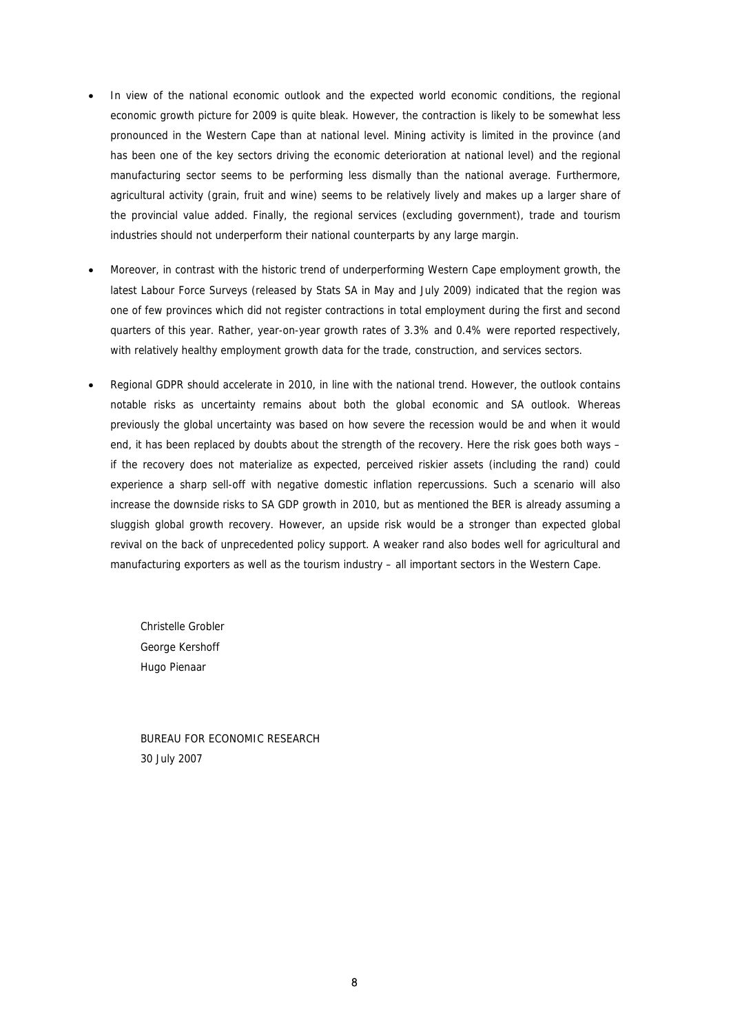- In view of the national economic outlook and the expected world economic conditions, the regional economic growth picture for 2009 is quite bleak. However, the contraction is likely to be somewhat less pronounced in the Western Cape than at national level. Mining activity is limited in the province (and has been one of the key sectors driving the economic deterioration at national level) and the regional manufacturing sector seems to be performing less dismally than the national average. Furthermore, agricultural activity (grain, fruit and wine) seems to be relatively lively and makes up a larger share of the provincial value added. Finally, the regional services (excluding government), trade and tourism industries should not underperform their national counterparts by any large margin.

- Moreover, in contrast with the historic trend of underperforming Western Cape employment growth, the latest Labour Force Surveys (released by Stats SA in May and July 2009) indicated that the region was one of few provinces which did not register contractions in total employment during the first and second quarters of this year. Rather, year-on-year growth rates of 3.3% and 0.4% were reported respectively, with relatively healthy employment growth data for the trade, construction, and services sectors.

- Regional GDPR should accelerate in 2010, in line with the national trend. However, the outlook contains notable risks as uncertainty remains about both the global economic and SA outlook. Whereas previously the global uncertainty was based on how severe the recession would be and when it would end, it has been replaced by doubts about the strength of the recovery. Here the risk goes both ways – if the recovery does not materialize as expected, perceived riskier assets (including the rand) could experience a sharp sell-off with negative domestic inflation repercussions. Such a scenario will also increase the downside risks to SA GDP growth in 2010, but as mentioned the BER is already assuming a sluggish global growth recovery. However, an upside risk would be a stronger than expected global revival on the back of unprecedented policy support. A weaker rand also bodes well for agricultural and manufacturing exporters as well as the tourism industry – all important sectors in the Western Cape.

Christelle Grobler
George Kershoff
Hugo Pienaar

BUREAU FOR ECONOMIC RESEARCH
30 July 2007